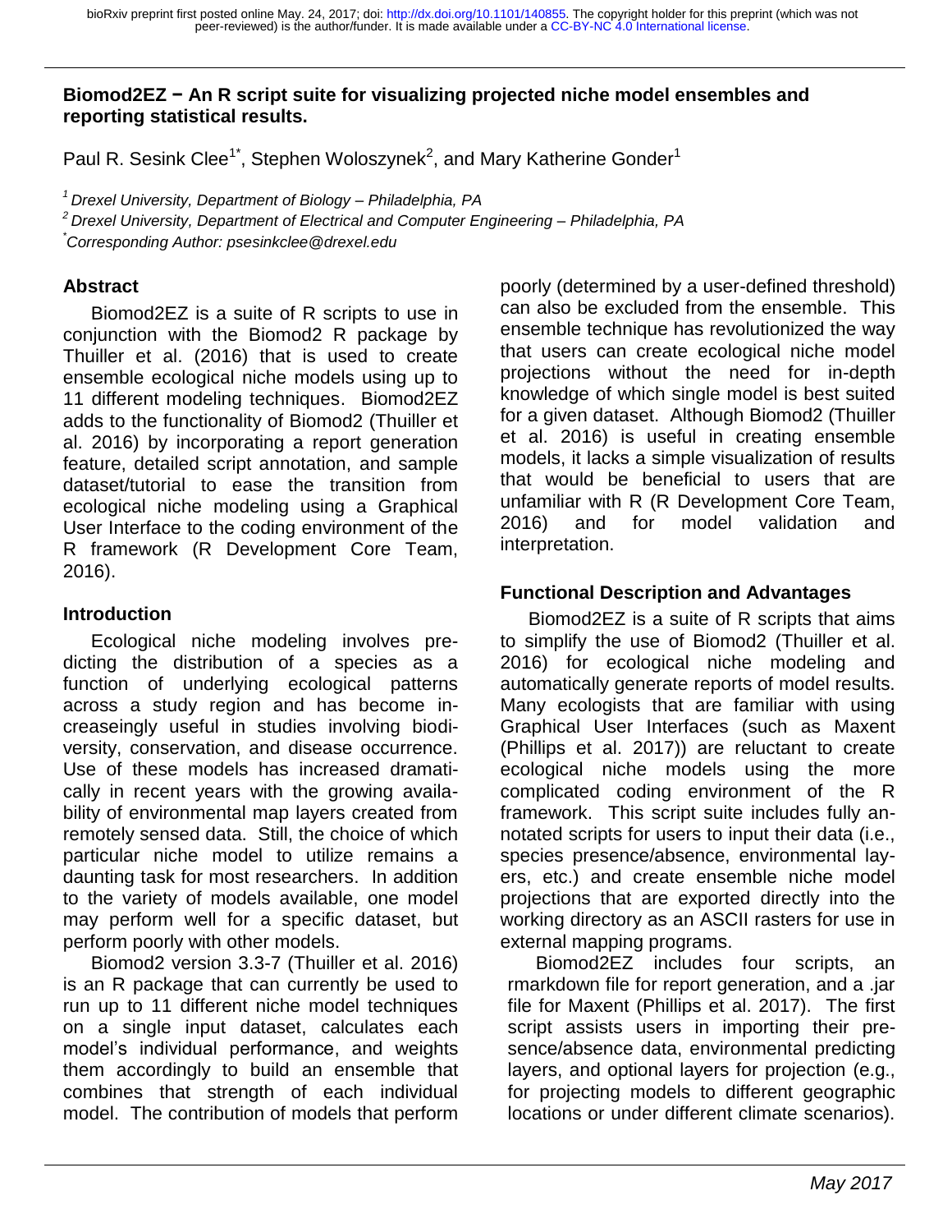# Biomod2EZ − An R script suite for visualizing projected niche model ensembles and reporting statistical results.

Paul R. Sesink Clee[1*], Stephen Woloszynek[2], and Mary Katherine Gonder[1]

[1] *Drexel University, Department of Biology – Philadelphia, PA*

[2] *Drexel University, Department of Electrical and Computer Engineering – Philadelphia, PA*

[*] *Corresponding Author: psesinkclee@drexel.edu*

## Abstract

Biomod2EZ is a suite of R scripts to use in conjunction with the Biomod2 R package by Thuiller et al. (2016) that is used to create ensemble ecological niche models using up to 11 different modeling techniques. Biomod2EZ adds to the functionality of Biomod2 (Thuiller et al. 2016) by incorporating a report generation feature, detailed script annotation, and sample dataset/tutorial to ease the transition from ecological niche modeling using a Graphical User Interface to the coding environment of the R framework (R Development Core Team, 2016).

## Introduction

Ecological niche modeling involves predicting the distribution of a species as a function of underlying ecological patterns across a study region and has become increaseingly useful in studies involving biodiversity, conservation, and disease occurrence. Use of these models has increased dramatically in recent years with the growing availability of environmental map layers created from remotely sensed data. Still, the choice of which particular niche model to utilize remains a daunting task for most researchers. In addition to the variety of models available, one model may perform well for a specific dataset, but perform poorly with other models.

Biomod2 version 3.3-7 (Thuiller et al. 2016) is an R package that can currently be used to run up to 11 different niche model techniques on a single input dataset, calculates each model's individual performance, and weights them accordingly to build an ensemble that combines that strength of each individual model. The contribution of models that perform poorly (determined by a user-defined threshold) can also be excluded from the ensemble. This ensemble technique has revolutionized the way that users can create ecological niche model projections without the need for in-depth knowledge of which single model is best suited for a given dataset. Although Biomod2 (Thuiller et al. 2016) is useful in creating ensemble models, it lacks a simple visualization of results that would be beneficial to users that are unfamiliar with R (R Development Core Team, 2016) and for model validation and interpretation.

## Functional Description and Advantages

Biomod2EZ is a suite of R scripts that aims to simplify the use of Biomod2 (Thuiller et al. 2016) for ecological niche modeling and automatically generate reports of model results. Many ecologists that are familiar with using Graphical User Interfaces (such as Maxent (Phillips et al. 2017)) are reluctant to create ecological niche models using the more complicated coding environment of the R framework. This script suite includes fully annotated scripts for users to input their data (i.e., species presence/absence, environmental layers, etc.) and create ensemble niche model projections that are exported directly into the working directory as an ASCII rasters for use in external mapping programs.

Biomod2EZ includes four scripts, an rmarkdown file for report generation, and a .jar file for Maxent (Phillips et al. 2017). The first script assists users in importing their presence/absence data, environmental predicting layers, and optional layers for projection (e.g., for projecting models to different geographic locations or under different climate scenarios).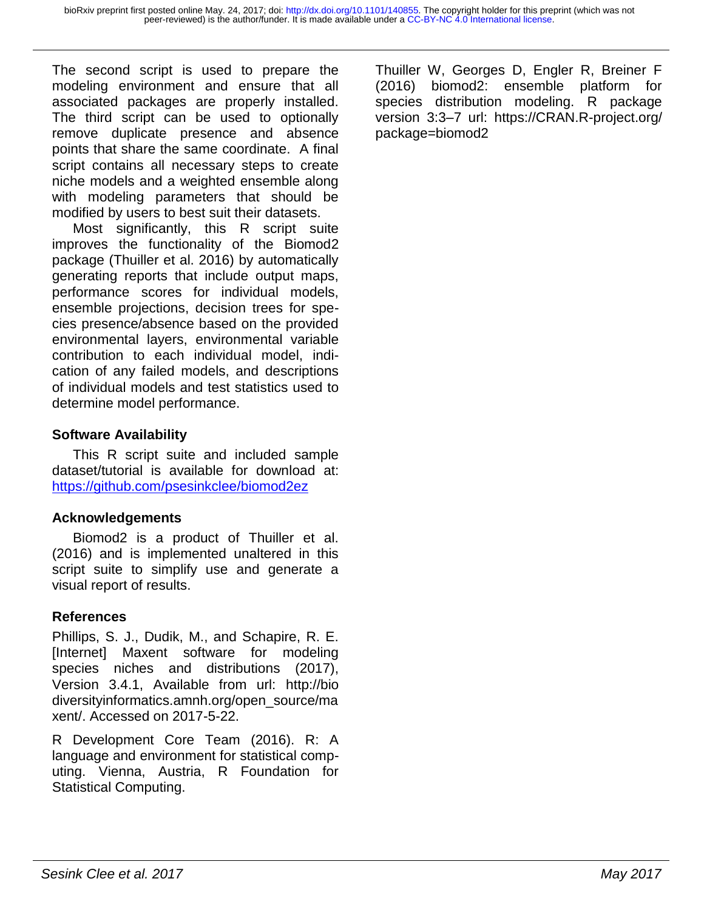The second script is used to prepare the modeling environment and ensure that all associated packages are properly installed. The third script can be used to optionally remove duplicate presence and absence points that share the same coordinate. A final script contains all necessary steps to create niche models and a weighted ensemble along with modeling parameters that should be modified by users to best suit their datasets.

Most significantly, this R script suite improves the functionality of the Biomod2 package (Thuiller et al. 2016) by automatically generating reports that include output maps, performance scores for individual models, ensemble projections, decision trees for species presence/absence based on the provided environmental layers, environmental variable contribution to each individual model, indication of any failed models, and descriptions of individual models and test statistics used to determine model performance.

## Software Availability

This R script suite and included sample dataset/tutorial is available for download at: https://github.com/psesinkclee/biomod2ez

## Acknowledgements

Biomod2 is a product of Thuiller et al. (2016) and is implemented unaltered in this script suite to simplify use and generate a visual report of results.

## References

Phillips, S. J., Dudik, M., and Schapire, R. E. [Internet] Maxent software for modeling species niches and distributions (2017), Version 3.4.1, Available from url: http://biodiversityinformatics.amnh.org/open_source/maxent/. Accessed on 2017-5-22.

R Development Core Team (2016). R: A language and environment for statistical computing. Vienna, Austria, R Foundation for Statistical Computing.

Thuiller W, Georges D, Engler R, Breiner F (2016) biomod2: ensemble platform for species distribution modeling. R package version 3:3–7 url: https://CRAN.R-project.org/package=biomod2